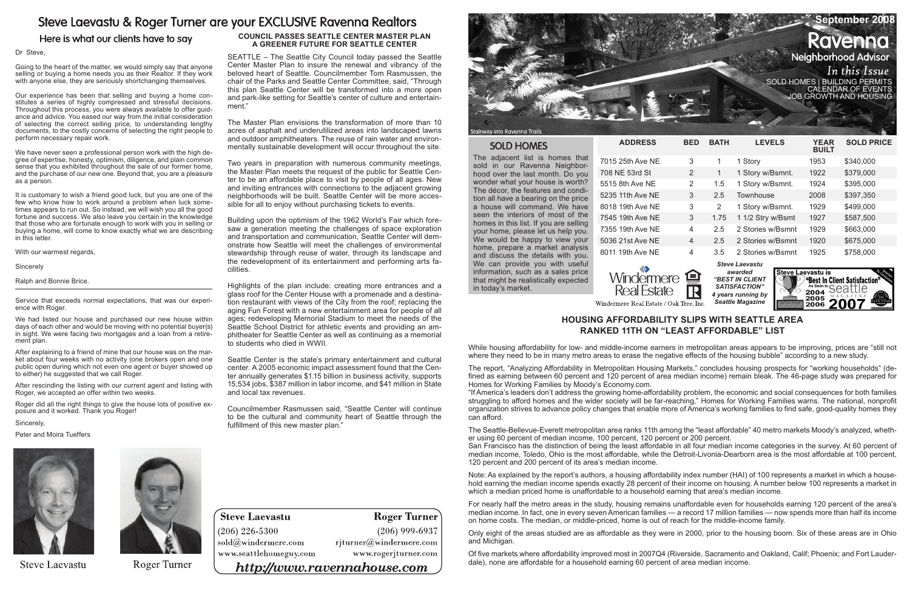# Steve Laevastu & Roger Turner are your EXCLUSIVE Ravenna Realtors

## Here is what our clients have to say

Dr Steve,

Going to the heart of the matter, we would simply say that anyone selling or buying a home needs you as their Realtor. If they work with anyone else, they are seriously shortchanging themselves.

Our experience has been that selling and buying a home constitutes a series of highly compressed and stressful decisions. Throughout this process, you were always available to offer guidance and advice. You eased our way from the initial consideration of selecting the correct selling price, to understanding lengthy documents, to the costly concerns of selecting the right people to perform necessary repair work.

We have never seen a professional person work with the high degree of expertise, honesty, optimism, diligence, and plain common sense that you exhibited throughout the sale of our former home, and the purchase of our new one. Beyond that, you are a pleasure as a person.

It is customary to wish a friend good luck, but you are one of the few who know how to work around a problem when luck sometimes appears to run out. So instead, we will wish you all the good fortune and success. We also leave you certain in the knowledge that those who are fortunate enough to work with you in selling or buying a home, will come to know exactly what we are describing in this letter.

With our warmest regards,

Sincerely

Ralph and Bonnie Brice.

---

Service that exceeds normal expectations, that was our experience with Roger.

We had listed our house and purchased our new house within days of each other and would be moving with no potential buyer(s) in sight. We were facing two mortgages and a loan from a retirement plan.

After explaining to a friend of mine that our house was on the market about four weeks with no activity (one brokers open and one public open during which not even one agent or buyer showed up to either) he suggested that we call Roger.

After rescinding the listing with our current agent and listing with Roger, we accepted an offer within two weeks.

Roger did all the right things to give the house lots of positive exposure and it worked. Thank you Roger!

Sincerely,

Peter and Moira Tueffers

Steve Laevastu

Roger Turner

### COUNCIL PASSES SEATTLE CENTER MASTER PLAN
### A GREENER FUTURE FOR SEATTLE CENTER

SEATTLE – The Seattle City Council today passed the Seattle Center Master Plan to insure the renewal and vibrancy of the beloved heart of Seattle. Councilmember Tom Rasmussen, the chair of the Parks and Seattle Center Committee, said, "Through this plan Seattle Center will be transformed into a more open and park-like setting for Seattle's center of culture and entertainment."

The Master Plan envisions the transformation of more than 10 acres of asphalt and underutilized areas into landscaped lawns and outdoor amphitheaters. The reuse of rain water and environmentally sustainable development will occur throughout the site.

Two years in preparation with numerous community meetings, the Master Plan meets the request of the public for Seattle Center to be an affordable place to visit by people of all ages. New and inviting entrances with connections to the adjacent growing neighborhoods will be built. Seattle Center will be more accessible for all to enjoy without purchasing tickets to events.

Building upon the optimism of the 1962 World's Fair which foresaw a generation meeting the challenges of space exploration and transportation and communication, Seattle Center will demonstrate how Seattle will meet the challenges of environmental stewardship through reuse of water, through its landscape and the redevelopment of its entertainment and performing arts facilities.

Highlights of the plan include: creating more entrances and a glass roof for the Center House with a promenade and a destination restaurant with views of the City from the roof; replacing the aging Fun Forest with a new entertainment area for people of all ages; redeveloping Memorial Stadium to meet the needs of the Seattle School District for athletic events and providing an amphitheater for Seattle Center as well as continuing as a memorial to students who died in WWII.

Seattle Center is the state's primary entertainment and cultural center. A 2005 economic impact assessment found that the Center annually generates $1.15 billion in business activity, supports 15,534 jobs, $387 million in labor income, and $41 million in State and local tax revenues.

Councilmember Rasmussen said, "Seattle Center will continue to be the cultural and community heart of Seattle through the fulfillment of this new master plan."

| Steve Laevastu | Roger Turner |
|---|---|
| (206) 226-5300 | (206) 999-6937 |
| sold@windermere.com | rjturner@windermere.com |
| www.seattlehomeguy.com | www.rogerjturner.com |

**http://www.ravennahouse.com**

# Ravenna Neighborhood Advisor

September 2008

Stairway into Ravenna Trails

*In this Issue*
SOLD HOMES | BUILDING PERMITS
CALENDAR OF EVENTS
JOB GROWTH AND HOUSING

## SOLD HOMES

The adjacent list is homes that sold in our Ravenna Neighborhood over the last month. Do you wonder what your house is worth? The décor, the features and condition all have a bearing on the price a house will command. We have seen the interiors of most of the homes in this list. If you are selling your home, please let us help you. We would be happy to view your home, prepare a market analysis and discuss the details with you. We can provide you with useful information, such as a sales price that might be realistically expected in today's market.

| ADDRESS | BED | BATH | LEVELS | YEAR BUILT | SOLD PRICE |
|---|---|---|---|---|---|
| 7015 25th Ave NE | 3 | 1 | 1 Story | 1953 | $340,000 |
| 708 NE 53rd St | 2 | 1 | 1 Story w/Bsmnt. | 1922 | $379,000 |
| 5515 8th Ave NE | 2 | 1.5 | 1 Story w/Bsmnt. | 1924 | $395,000 |
| 5235 11th Ave NE | 3 | 2.5 | Townhouse | 2008 | $397,350 |
| 8018 19th Ave NE | 3 | 2 | 1 Story w/Bsmnt. | 1929 | $499,000 |
| 7545 19th Ave NE | 3 | 1.75 | 1 1/2 Stry w/Bsmt | 1927 | $587,500 |
| 7355 19th Ave NE | 4 | 2.5 | 2 Stories w/Bsmnt | 1929 | $663,000 |
| 5036 21st Ave NE | 4 | 2.5 | 2 Stories w/Bsmnt | 1920 | $675,000 |
| 8011 19th Ave NE | 4 | 3.5 | 2 Stories w/Bsmnt | 1925 | $758,000 |

Windermere Real Estate / Oak Tree, Inc.

*Steve Laevastu awarded "BEST IN CLIENT SATISFACTION" 4 years running by Seattle Magazine*

Steve Laevastu is "Best In Client Satisfaction" As Seen In Seattle Magazine 2004 2005 2006 2007

### HOUSING AFFORDABILITY SLIPS WITH SEATTLE AREA RANKED 11TH ON "LEAST AFFORDABLE" LIST

While housing affordability for low- and middle-income earners in metropolitan areas appears to be improving, prices are "still not where they need to be in many metro areas to erase the negative effects of the housing bubble" according to a new study.

The report, "Analyzing Affordability in Metropolitan Housing Markets," concludes housing prospects for "working households" (defined as earning between 60 percent and 120 percent of area median income) remain bleak. The 46-page study was prepared for Homes for Working Families by Moody's Economy.com.

"If America's leaders don't address the growing home-affordability problem, the economic and social consequences for both families struggling to afford homes and the wider society will be far-reaching," Homes for Working Families warns. The national, nonprofit organization strives to advance policy changes that enable more of America's working families to find safe, good-quality homes they can afford.

The Seattle-Bellevue-Everett metropolitan area ranks 11th among the "least affordable" 40 metro markets Moody's analyzed, whether using 60 percent of median income, 100 percent, 120 percent or 200 percent.

San Francisco has the distinction of being the least affordable in all four median income categories in the survey. At 60 percent of median income, Toledo, Ohio is the most affordable, while the Detroit-Livonia-Dearborn area is the most affordable at 100 percent, 120 percent and 200 percent of its area's median income.

Note: As explained by the report's authors, a housing affordability index number (HAI) of 100 represents a market in which a household earning the median income spends exactly 28 percent of their income on housing. A number below 100 represents a market in which a median priced home is unaffordable to a household earning that area's median income.

For nearly half the metro areas in the study, housing remains unaffordable even for households earning 120 percent of the area's median income. In fact, one in every seven American families — a record 17 million families — now spends more than half its income on home costs. The median, or middle-priced, home is out of reach for the middle-income family.

Only eight of the areas studied are as affordable as they were in 2000, prior to the housing boom. Six of these areas are in Ohio and Michigan.

Of five markets where affordability improved most in 2007Q4 (Riverside, Sacramento and Oakland, Calif; Phoenix; and Fort Lauderdale), none are affordable for a household earning 60 percent of area median income.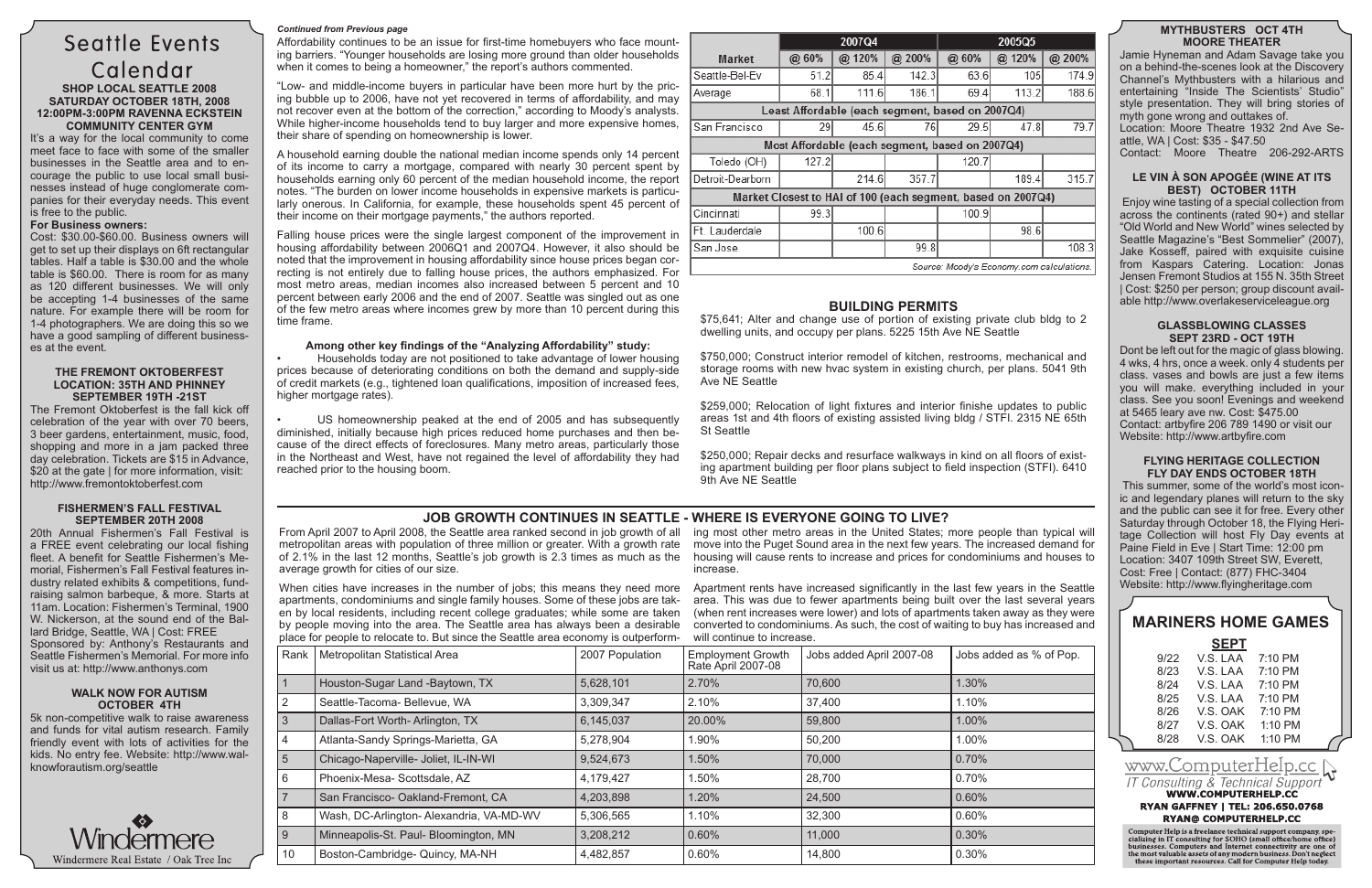# Seattle Events Calendar

### SHOP LOCAL SEATTLE 2008
### SATURDAY OCTOBER 18TH, 2008
### 12:00PM-3:00PM RAVENNA ECKSTEIN COMMUNITY CENTER GYM

It's a way for the local community to come meet face to face with some of the smaller businesses in the Seattle area and to encourage the public to use local small businesses instead of huge conglomerate companies for their everyday needs. This event is free to the public.

**For Business owners:**

Cost: $30.00-$60.00. Business owners will get to set up their displays on 6ft rectangular tables. Half a table is $30.00 and the whole table is $60.00. There is room for as many as 120 different businesses. We will only be accepting 1-4 businesses of the same nature. For example there will be room for 1-4 photographers. We are doing this so we have a good sampling of different businesses at the event.

### THE FREMONT OKTOBERFEST LOCATION: 35TH AND PHINNEY SEPTEMBER 19TH -21ST

The Fremont Oktoberfest is the fall kick off celebration of the year with over 70 beers, 3 beer gardens, entertainment, music, food, shopping and more in a jam packed three day celebration. Tickets are $15 in Advance, $20 at the gate | for more information, visit: http://www.fremontoktoberfest.com

### FISHERMEN'S FALL FESTIVAL SEPTEMBER 20TH 2008

20th Annual Fishermen's Fall Festival is a FREE event celebrating our local fishing fleet. A benefit for Seattle Fishermen's Memorial, Fishermen's Fall Festival features industry related exhibits & competitions, fundraising salmon barbeque, & more. Starts at 11am. Location: Fishermen's Terminal, 1900 W. Nickerson, at the sound end of the Ballard Bridge, Seattle, WA | Cost: FREE Sponsored by: Anthony's Restaurants and Seattle Fishermen's Memorial. For more info visit us at: http://www.anthonys.com

### WALK NOW FOR AUTISM OCTOBER 4TH

5k non-competitive walk to raise awareness and funds for vital autism research. Family friendly event with lots of activities for the kids. No entry fee. Website: http://www.walknowforautism.org/seattle

Windermere

Windermere Real Estate / Oak Tree Inc

*Continued from Previous page*

Affordability continues to be an issue for first-time homebuyers who face mounting barriers. "Younger households are losing more ground than older households when it comes to being a homeowner," the report's authors commented.

"Low- and middle-income buyers in particular have been more hurt by the pricing bubble up to 2006, have not yet recovered in terms of affordability, and may not recover even at the bottom of the correction," according to Moody's analysts. While higher-income households tend to buy larger and more expensive homes, their share of spending on homeownership is lower.

A household earning double the national median income spends only 14 percent of its income to carry a mortgage, compared with nearly 30 percent spent by households earning only 60 percent of the median household income, the report notes. "The burden on lower income households in expensive markets is particularly onerous. In California, for example, these households spent 45 percent of their income on their mortgage payments," the authors reported.

Falling house prices were the single largest component of the improvement in housing affordability between 2006Q1 and 2007Q4. However, it also should be noted that the improvement in housing affordability since house prices began correcting is not entirely due to falling house prices, the authors emphasized. For most metro areas, median incomes also increased between 5 percent and 10 percent between early 2006 and the end of 2007. Seattle was singled out as one of the few metro areas where incomes grew by more than 10 percent during this time frame.

| | 2007Q4 | | | 2005Q5 | | |
|---|---|---|---|---|---|---|
| **Market** | **@ 60%** | **@ 120%** | **@ 200%** | **@ 60%** | **@ 120%** | **@ 200%** |
| Seattle-Bel-Ev | 51.2 | 85.4 | 142.3 | 63.6 | 105 | 174.9 |
| Average | 68.1 | 111.6 | 186.1 | 69.4 | 113.2 | 188.6 |
| Least Affordable (each segment, based on 2007Q4) | | | | | | |
| San Francisco | 29 | 45.6 | 76 | 29.5 | 47.8 | 79.7 |
| Most Affordable (each segment, based on 2007Q4) | | | | | | |
| Toledo (OH) | 127.2 | | | 120.7 | | |
| Detroit-Dearborn | | 214.6 | 357.7 | | 189.4 | 315.7 |
| Market Closest to HAI of 100 (each segment, based on 2007Q4) | | | | | | |
| Cincinnati | 99.3 | | | 100.9 | | |
| Ft. Lauderdale | | 100.6 | | | 98.6 | |
| San Jose | | | 99.8 | | | 108.3 |

Source: Moody's Economy.com calculations.

**Among other key findings of the "Analyzing Affordability" study:**

- Households today are not positioned to take advantage of lower housing prices because of deteriorating conditions on both the demand and supply-side of credit markets (e.g., tightened loan qualifications, imposition of increased fees, higher mortgage rates).

- US homeownership peaked at the end of 2005 and has subsequently diminished, initially because high prices reduced home purchases and then because of the direct effects of foreclosures. Many metro areas, particularly those in the Northeast and West, have not regained the level of affordability they had reached prior to the housing boom.

## BUILDING PERMITS

$75,641; Alter and change use of portion of existing private club bldg to 2 dwelling units, and occupy per plans. 5225 15th Ave NE Seattle

$750,000; Construct interior remodel of kitchen, restrooms, mechanical and storage rooms with new hvac system in existing church, per plans. 5041 9th Ave NE Seattle

$259,000; Relocation of light fixtures and interior finishe updates to public areas 1st and 4th floors of existing assisted living bldg / STFI. 2315 NE 65th St Seattle

$250,000; Repair decks and resurface walkways in kind on all floors of existing apartment building per floor plans subject to field inspection (STFI). 6410 9th Ave NE Seattle

## JOB GROWTH CONTINUES IN SEATTLE - WHERE IS EVERYONE GOING TO LIVE?

From April 2007 to April 2008, the Seattle area ranked second in job growth of all metropolitan areas with population of three million or greater. With a growth rate of 2.1% in the last 12 months, Seattle's job growth is 2.3 times as much as the average growth for cities of our size.

When cities have increases in the number of jobs; this means they need more apartments, condominiums and single family houses. Some of these jobs are taken by local residents, including recent college graduates; while some are taken by people moving into the area. The Seattle area has always been a desirable place for people to relocate to. But since the Seattle area economy is outperforming most other metro areas in the United States; more people than typical will move into the Puget Sound area in the next few years. The increased demand for housing will cause rents to increase and prices for condominiums and houses to increase.

Apartment rents have increased significantly in the last few years in the Seattle area. This was due to fewer apartments being built over the last several years (when rent increases were lower) and lots of apartments taken away as they were converted to condominiums. As such, the cost of waiting to buy has increased and will continue to increase.

| Rank | Metropolitan Statistical Area | 2007 Population | Employment Growth Rate April 2007-08 | Jobs added April 2007-08 | Jobs added as % of Pop. |
|---|---|---|---|---|---|
| 1 | Houston-Sugar Land -Baytown, TX | 5,628,101 | 2.70% | 70,600 | 1.30% |
| 2 | Seattle-Tacoma- Bellevue, WA | 3,309,347 | 2.10% | 37,400 | 1.10% |
| 3 | Dallas-Fort Worth- Arlington, TX | 6,145,037 | 20.00% | 59,800 | 1.00% |
| 4 | Atlanta-Sandy Springs-Marietta, GA | 5,278,904 | 1.90% | 50,200 | 1.00% |
| 5 | Chicago-Naperville- Joliet, IL-IN-WI | 9,524,673 | 1.50% | 70,000 | 0.70% |
| 6 | Phoenix-Mesa- Scottsdale, AZ | 4,179,427 | 1.50% | 28,700 | 0.70% |
| 7 | San Francisco- Oakland-Fremont, CA | 4,203,898 | 1.20% | 24,500 | 0.60% |
| 8 | Wash, DC-Arlington- Alexandria, VA-MD-WV | 5,306,565 | 1.10% | 32,300 | 0.60% |
| 9 | Minneapolis-St. Paul- Bloomington, MN | 3,208,212 | 0.60% | 11,000 | 0.30% |
| 10 | Boston-Cambridge- Quincy, MA-NH | 4,482,857 | 0.60% | 14,800 | 0.30% |

### MYTHBUSTERS OCT 4TH MOORE THEATER

Jamie Hyneman and Adam Savage take you on a behind-the-scenes look at the Discovery Channel's Mythbusters with a hilarious and entertaining "Inside The Scientists' Studio" style presentation. They will bring stories of myth gone wrong and outtakes of.

Location: Moore Theatre 1932 2nd Ave Seattle, WA | Cost: $35 - $47.50

Contact: Moore Theatre 206-292-ARTS

### LE VIN À SON APOGÉE (WINE AT ITS BEST) OCTOBER 11TH

Enjoy wine tasting of a special collection from across the continents (rated 90+) and stellar "Old World and New World" wines selected by Seattle Magazine's "Best Sommelier" (2007), Jake Kosseff, paired with exquisite cuisine from Kaspars Catering. Location: Jonas Jensen Fremont Studios at 155 N. 35th Street | Cost: $250 per person; group discount available http://www.overlakeserviceleague.org

### GLASSBLOWING CLASSES SEPT 23RD - OCT 19TH

Dont be left out for the magic of glass blowing. 4 wks, 4 hrs, once a week. only 4 students per class. vases and bowls are just a few items you will make. everything included in your class. See you soon! Evenings and weekend at 5465 leary ave nw. Cost: $475.00

Contact: artbyfire 206 789 1490 or visit our Website: http://www.artbyfire.com

### FLYING HERITAGE COLLECTION FLY DAY ENDS OCTOBER 18TH

This summer, some of the world's most iconic and legendary planes will return to the sky and the public can see it for free. Every other Saturday through October 18, the Flying Heritage Collection will host Fly Day events at Paine Field in Eve | Start Time: 12:00 pm Location: 3407 109th Street SW, Everett, Cost: Free | Contact: (877) FHC-3404 Website: http://www.flyingheritage.com

## MARINERS HOME GAMES

**SEPT**

| | | |
|---|---|---|
| 9/22 | V.S. LAA | 7:10 PM |
| 8/23 | V.S. LAA | 7:10 PM |
| 8/24 | V.S. LAA | 7:10 PM |
| 8/25 | V.S. LAA | 7:10 PM |
| 8/26 | V.S. OAK | 7:10 PM |
| 8/27 | V.S. OAK | 1:10 PM |
| 8/28 | V.S. OAK | 1:10 PM |

www.ComputerHelp.cc

*IT Consulting & Technical Support*

**WWW.COMPUTERHELP.CC**

**RYAN GAFFNEY | TEL: 206.650.0768**

**RYAN@ COMPUTERHELP.CC**

Computer Help is a freelance technical support company specializing in IT consulting for SOHO (small office/home office) businesses. Computers and Internet connectivity are one of the most valuable assets of any modern business. Don't neglect these important resources. Call for Computer Help today.